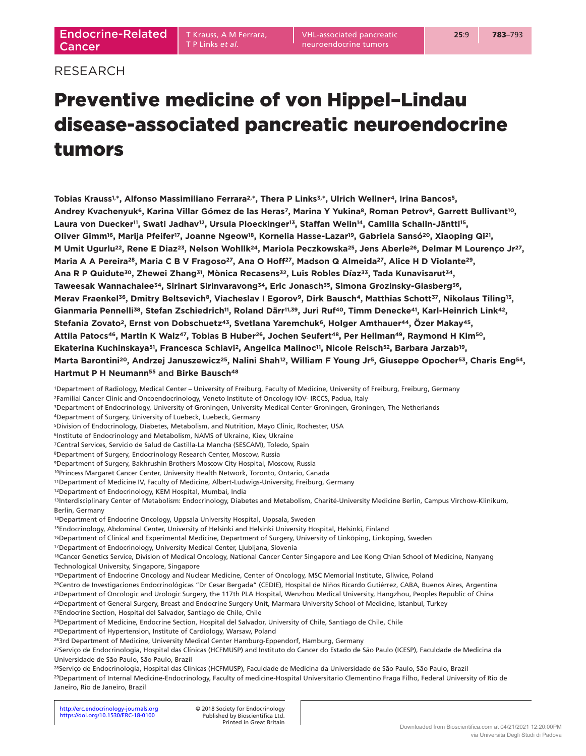RESEARCH

# Preventive medicine of von Hippel–Lindau disease-associated pancreatic neuroendocrine tumors

**Tobias Krauss[1,*], Alfonso Massimiliano Ferrara[2,*], Thera P Links[3,*], Ulrich Wellner[4], Irina Bancos[5], Andrey Kvachenyuk[6], Karina Villar Gómez de las Heras[7], Marina Y Yukina[8], Roman Petrov[9], Garrett Bullivant[10], Laura von Duecker[11], Swati Jadhav[12], Ursula Ploeckinger[13], Staffan Welin[14], Camilla Schalin-Jäntti[15], Oliver Gimm[16], Marija Pfeifer[17], Joanne Ngeow[18], Kornelia Hasse-Lazar[19], Gabriela Sansó[20], Xiaoping Qi[21], M Umit Ugurlu[22], Rene E Diaz[23], Nelson Wohllk[24], Mariola Peczkowska[25], Jens Aberle[26], Delmar M Lourenço Jr[27], Maria A A Pereira[28], Maria C B V Fragoso[27], Ana O Hoff[27], Madson Q Almeida[27], Alice H D Violante[29], Ana R P Quidute[30], Zhewei Zhang[31], Mònica Recasens[32], Luis Robles Díaz[33], Tada Kunavisarut[34], Taweesak Wannachalee[34], Sirinart Sirinvaravong[34], Eric Jonasch[35], Simona Grozinsky-Glasberg[36], Merav Fraenkel[36], Dmitry Beltsevich[8], Viacheslav I Egorov[9], Dirk Bausch[4], Matthias Schott[37], Nikolaus Tiling[13], Gianmaria Pennelli[38], Stefan Zschiedrich[11], Roland Därr[11,39], Juri Ruf[40], Timm Denecke[41], Karl-Heinrich Link[42], Stefania Zovato[2], Ernst von Dobschuetz[43], Svetlana Yaremchuk[6], Holger Amthauer[44], Özer Makay[45], Attila Patocs[46], Martin K Walz[47], Tobias B Huber[26], Jochen Seufert[48], Per Hellman[49], Raymond H Kim[50], Ekaterina Kuchinskaya[51], Francesca Schiavi[2], Angelica Malinoc[11], Nicole Reisch[52], Barbara Jarzab[19], Marta Barontini[20], Andrzej Januszewicz[25], Nalini Shah[12], William F Young Jr[5], Giuseppe Opocher[53], Charis Eng[54], Hartmut P H Neumann[55] and Birke Bausch[48]**

[1]Department of Radiology, Medical Center – University of Freiburg, Faculty of Medicine, University of Freiburg, Freiburg, Germany
[2]Familial Cancer Clinic and Oncoendocrinology, Veneto Institute of Oncology IOV- IRCCS, Padua, Italy
[3]Department of Endocrinology, University of Groningen, University Medical Center Groningen, Groningen, The Netherlands
[4]Department of Surgery, University of Luebeck, Luebeck, Germany
[5]Division of Endocrinology, Diabetes, Metabolism, and Nutrition, Mayo Clinic, Rochester, USA
[6]Institute of Endocrinology and Metabolism, NAMS of Ukraine, Kiev, Ukraine
[7]Central Services, Servicio de Salud de Castilla-La Mancha (SESCAM), Toledo, Spain
[8]Department of Surgery, Endocrinology Research Center, Moscow, Russia
[9]Department of Surgery, Bakhrushin Brothers Moscow City Hospital, Moscow, Russia
[10]Princess Margaret Cancer Center, University Health Network, Toronto, Ontario, Canada
[11]Department of Medicine IV, Faculty of Medicine, Albert-Ludwigs-University, Freiburg, Germany
[12]Department of Endocrinology, KEM Hospital, Mumbai, India
[13]Interdisciplinary Center of Metabolism: Endocrinology, Diabetes and Metabolism, Charité-University Medicine Berlin, Campus Virchow-Klinikum, Berlin, Germany
[14]Department of Endocrine Oncology, Uppsala University Hospital, Uppsala, Sweden
[15]Endocrinology, Abdominal Center, University of Helsinki and Helsinki University Hospital, Helsinki, Finland
[16]Department of Clinical and Experimental Medicine, Department of Surgery, University of Linköping, Linköping, Sweden
[17]Department of Endocrinology, University Medical Center, Ljubljana, Slovenia
[18]Cancer Genetics Service, Division of Medical Oncology, National Cancer Center Singapore and Lee Kong Chian School of Medicine, Nanyang Technological University, Singapore, Singapore
[19]Department of Endocrine Oncology and Nuclear Medicine, Center of Oncology, MSC Memorial Institute, Gliwice, Poland
[20]Centro de Investigaciones Endocrinológicas "Dr Cesar Bergada" (CEDIE), Hospital de Niños Ricardo Gutiérrez, CABA, Buenos Aires, Argentina
[21]Department of Oncologic and Urologic Surgery, the 117th PLA Hospital, Wenzhou Medical University, Hangzhou, Peoples Republic of China
[22]Department of General Surgery, Breast and Endocrine Surgery Unit, Marmara University School of Medicine, Istanbul, Turkey
[23]Endocrine Section, Hospital del Salvador, Santiago de Chile, Chile
[24]Department of Medicine, Endocrine Section, Hospital del Salvador, University of Chile, Santiago de Chile, Chile
[25]Department of Hypertension, Institute of Cardiology, Warsaw, Poland
[26]3rd Department of Medicine, University Medical Center Hamburg-Eppendorf, Hamburg, Germany
[27]Serviço de Endocrinologia, Hospital das Clínicas (HCFMUSP) and Instituto do Cancer do Estado de São Paulo (ICESP), Faculdade de Medicina da Universidade de São Paulo, São Paulo, Brazil
[28]Serviço de Endocrinologia, Hospital das Clinicas (HCFMUSP), Faculdade de Medicina da Universidade de São Paulo, São Paulo, Brazil
[29]Department of Internal Medicine-Endocrinology, Faculty of medicine-Hospital Universitario Clementino Fraga Filho, Federal University of Rio de Janeiro, Rio de Janeiro, Brazil

http://erc.endocrinology-journals.org
https://doi.org/10.1530/ERC-18-0100

© 2018 Society for Endocrinology
Published by Bioscientifica Ltd.
Printed in Great Britain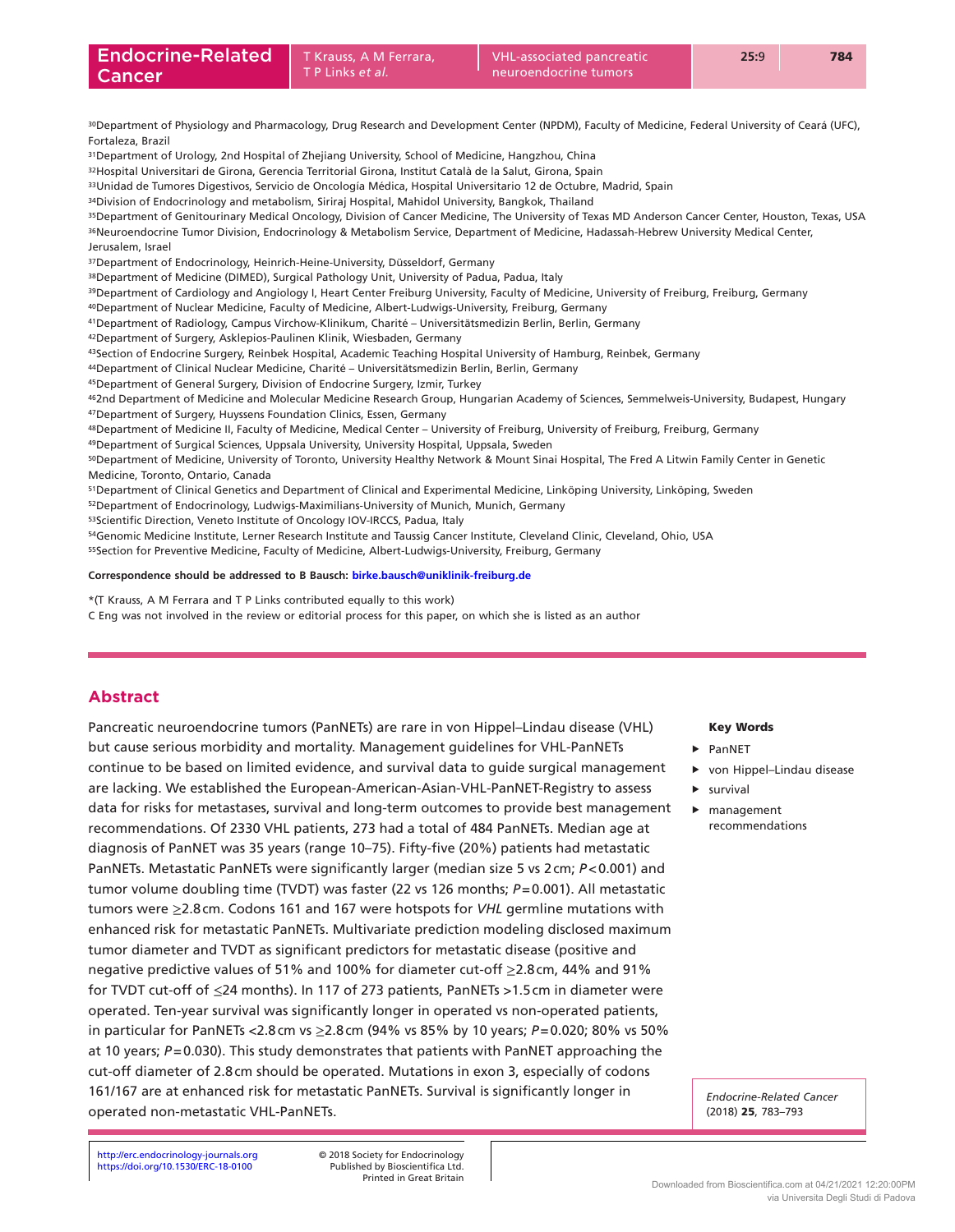[30]Department of Physiology and Pharmacology, Drug Research and Development Center (NPDM), Faculty of Medicine, Federal University of Ceará (UFC), Fortaleza, Brazil
[31]Department of Urology, 2nd Hospital of Zhejiang University, School of Medicine, Hangzhou, China
[32]Hospital Universitari de Girona, Gerencia Territorial Girona, Institut Català de la Salut, Girona, Spain
[33]Unidad de Tumores Digestivos, Servicio de Oncología Médica, Hospital Universitario 12 de Octubre, Madrid, Spain
[34]Division of Endocrinology and metabolism, Siriraj Hospital, Mahidol University, Bangkok, Thailand
[35]Department of Genitourinary Medical Oncology, Division of Cancer Medicine, The University of Texas MD Anderson Cancer Center, Houston, Texas, USA
[36]Neuroendocrine Tumor Division, Endocrinology & Metabolism Service, Department of Medicine, Hadassah-Hebrew University Medical Center, Jerusalem, Israel
[37]Department of Endocrinology, Heinrich-Heine-University, Düsseldorf, Germany
[38]Department of Medicine (DIMED), Surgical Pathology Unit, University of Padua, Padua, Italy
[39]Department of Cardiology and Angiology I, Heart Center Freiburg University, Faculty of Medicine, University of Freiburg, Freiburg, Germany
[40]Department of Nuclear Medicine, Faculty of Medicine, Albert-Ludwigs-University, Freiburg, Germany
[41]Department of Radiology, Campus Virchow-Klinikum, Charité – Universitätsmedizin Berlin, Berlin, Germany
[42]Department of Surgery, Asklepios-Paulinen Klinik, Wiesbaden, Germany
[43]Section of Endocrine Surgery, Reinbek Hospital, Academic Teaching Hospital University of Hamburg, Reinbek, Germany
[44]Department of Clinical Nuclear Medicine, Charité – Universitätsmedizin Berlin, Berlin, Germany
[45]Department of General Surgery, Division of Endocrine Surgery, Izmir, Turkey
[46]2nd Department of Medicine and Molecular Medicine Research Group, Hungarian Academy of Sciences, Semmelweis-University, Budapest, Hungary
[47]Department of Surgery, Huyssens Foundation Clinics, Essen, Germany
[48]Department of Medicine II, Faculty of Medicine, Medical Center – University of Freiburg, University of Freiburg, Freiburg, Germany
[49]Department of Surgical Sciences, Uppsala University, University Hospital, Uppsala, Sweden
[50]Department of Medicine, University of Toronto, University Healthy Network & Mount Sinai Hospital, The Fred A Litwin Family Center in Genetic Medicine, Toronto, Ontario, Canada
[51]Department of Clinical Genetics and Department of Clinical and Experimental Medicine, Linköping University, Linköping, Sweden
[52]Department of Endocrinology, Ludwigs-Maximilians-University of Munich, Munich, Germany
[53]Scientific Direction, Veneto Institute of Oncology IOV-IRCCS, Padua, Italy
[54]Genomic Medicine Institute, Lerner Research Institute and Taussig Cancer Institute, Cleveland Clinic, Cleveland, Ohio, USA
[55]Section for Preventive Medicine, Faculty of Medicine, Albert-Ludwigs-University, Freiburg, Germany

**Correspondence should be addressed to B Bausch: birke.bausch@uniklinik-freiburg.de**

*(T Krauss, A M Ferrara and T P Links contributed equally to this work)
C Eng was not involved in the review or editorial process for this paper, on which she is listed as an author

## Abstract

Pancreatic neuroendocrine tumors (PanNETs) are rare in von Hippel–Lindau disease (VHL) but cause serious morbidity and mortality. Management guidelines for VHL-PanNETs continue to be based on limited evidence, and survival data to guide surgical management are lacking. We established the European-American-Asian-VHL-PanNET-Registry to assess data for risks for metastases, survival and long-term outcomes to provide best management recommendations. Of 2330 VHL patients, 273 had a total of 484 PanNETs. Median age at diagnosis of PanNET was 35 years (range 10–75). Fifty-five (20%) patients had metastatic PanNETs. Metastatic PanNETs were significantly larger (median size 5 vs 2 cm; $P<0.001$) and tumor volume doubling time (TVDT) was faster (22 vs 126 months; $P=0.001$). All metastatic tumors were ≥2.8 cm. Codons 161 and 167 were hotspots for *VHL* germline mutations with enhanced risk for metastatic PanNETs. Multivariate prediction modeling disclosed maximum tumor diameter and TVDT as significant predictors for metastatic disease (positive and negative predictive values of 51% and 100% for diameter cut-off ≥2.8 cm, 44% and 91% for TVDT cut-off of ≤24 months). In 117 of 273 patients, PanNETs >1.5 cm in diameter were operated. Ten-year survival was significantly longer in operated vs non-operated patients, in particular for PanNETs <2.8 cm vs ≥2.8 cm (94% vs 85% by 10 years; $P=0.020$; 80% vs 50% at 10 years; $P=0.030$). This study demonstrates that patients with PanNET approaching the cut-off diameter of 2.8 cm should be operated. Mutations in exon 3, especially of codons 161/167 are at enhanced risk for metastatic PanNETs. Survival is significantly longer in operated non-metastatic VHL-PanNETs.

**Key Words**

- PanNET
- von Hippel–Lindau disease
- survival
- management recommendations

*Endocrine-Related Cancer* (2018) **25**, 783–793

http://erc.endocrinology-journals.org
https://doi.org/10.1530/ERC-18-0100

© 2018 Society for Endocrinology
Published by Bioscientifica Ltd.
Printed in Great Britain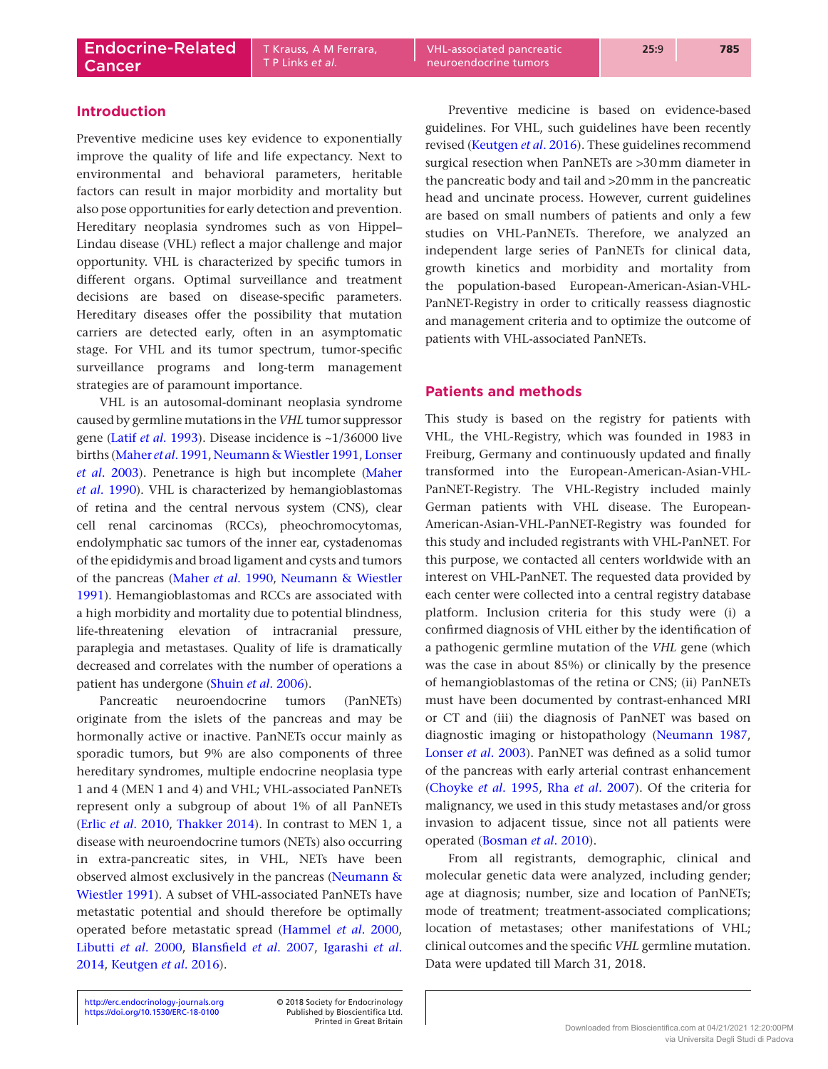## Introduction

Preventive medicine uses key evidence to exponentially improve the quality of life and life expectancy. Next to environmental and behavioral parameters, heritable factors can result in major morbidity and mortality but also pose opportunities for early detection and prevention. Hereditary neoplasia syndromes such as von Hippel–Lindau disease (VHL) reflect a major challenge and major opportunity. VHL is characterized by specific tumors in different organs. Optimal surveillance and treatment decisions are based on disease-specific parameters. Hereditary diseases offer the possibility that mutation carriers are detected early, often in an asymptomatic stage. For VHL and its tumor spectrum, tumor-specific surveillance programs and long-term management strategies are of paramount importance.

VHL is an autosomal-dominant neoplasia syndrome caused by germline mutations in the *VHL* tumor suppressor gene (Latif *et al.* 1993). Disease incidence is ~1/36000 live births (Maher *et al.* 1991, Neumann & Wiestler 1991, Lonser *et al.* 2003). Penetrance is high but incomplete (Maher *et al.* 1990). VHL is characterized by hemangioblastomas of retina and the central nervous system (CNS), clear cell renal carcinomas (RCCs), pheochromocytomas, endolymphatic sac tumors of the inner ear, cystadenomas of the epididymis and broad ligament and cysts and tumors of the pancreas (Maher *et al.* 1990, Neumann & Wiestler 1991). Hemangioblastomas and RCCs are associated with a high morbidity and mortality due to potential blindness, life-threatening elevation of intracranial pressure, paraplegia and metastases. Quality of life is dramatically decreased and correlates with the number of operations a patient has undergone (Shuin *et al.* 2006).

Pancreatic neuroendocrine tumors (PanNETs) originate from the islets of the pancreas and may be hormonally active or inactive. PanNETs occur mainly as sporadic tumors, but 9% are also components of three hereditary syndromes, multiple endocrine neoplasia type 1 and 4 (MEN 1 and 4) and VHL; VHL-associated PanNETs represent only a subgroup of about 1% of all PanNETs (Erlic *et al.* 2010, Thakker 2014). In contrast to MEN 1, a disease with neuroendocrine tumors (NETs) also occurring in extra-pancreatic sites, in VHL, NETs have been observed almost exclusively in the pancreas (Neumann & Wiestler 1991). A subset of VHL-associated PanNETs have metastatic potential and should therefore be optimally operated before metastatic spread (Hammel *et al.* 2000, Libutti *et al.* 2000, Blansfield *et al.* 2007, Igarashi *et al.* 2014, Keutgen *et al.* 2016).

Preventive medicine is based on evidence-based guidelines. For VHL, such guidelines have been recently revised (Keutgen *et al.* 2016). These guidelines recommend surgical resection when PanNETs are >30 mm diameter in the pancreatic body and tail and >20 mm in the pancreatic head and uncinate process. However, current guidelines are based on small numbers of patients and only a few studies on VHL-PanNETs. Therefore, we analyzed an independent large series of PanNETs for clinical data, growth kinetics and morbidity and mortality from the population-based European-American-Asian-VHL-PanNET-Registry in order to critically reassess diagnostic and management criteria and to optimize the outcome of patients with VHL-associated PanNETs.

## Patients and methods

This study is based on the registry for patients with VHL, the VHL-Registry, which was founded in 1983 in Freiburg, Germany and continuously updated and finally transformed into the European-American-Asian-VHL-PanNET-Registry. The VHL-Registry included mainly German patients with VHL disease. The European-American-Asian-VHL-PanNET-Registry was founded for this study and included registrants with VHL-PanNET. For this purpose, we contacted all centers worldwide with an interest on VHL-PanNET. The requested data provided by each center were collected into a central registry database platform. Inclusion criteria for this study were (i) a confirmed diagnosis of VHL either by the identification of a pathogenic germline mutation of the *VHL* gene (which was the case in about 85%) or clinically by the presence of hemangioblastomas of the retina or CNS; (ii) PanNETs must have been documented by contrast-enhanced MRI or CT and (iii) the diagnosis of PanNET was based on diagnostic imaging or histopathology (Neumann 1987, Lonser *et al.* 2003). PanNET was defined as a solid tumor of the pancreas with early arterial contrast enhancement (Choyke *et al.* 1995, Rha *et al.* 2007). Of the criteria for malignancy, we used in this study metastases and/or gross invasion to adjacent tissue, since not all patients were operated (Bosman *et al.* 2010).

From all registrants, demographic, clinical and molecular genetic data were analyzed, including gender; age at diagnosis; number, size and location of PanNETs; mode of treatment; treatment-associated complications; location of metastases; other manifestations of VHL; clinical outcomes and the specific *VHL* germline mutation. Data were updated till March 31, 2018.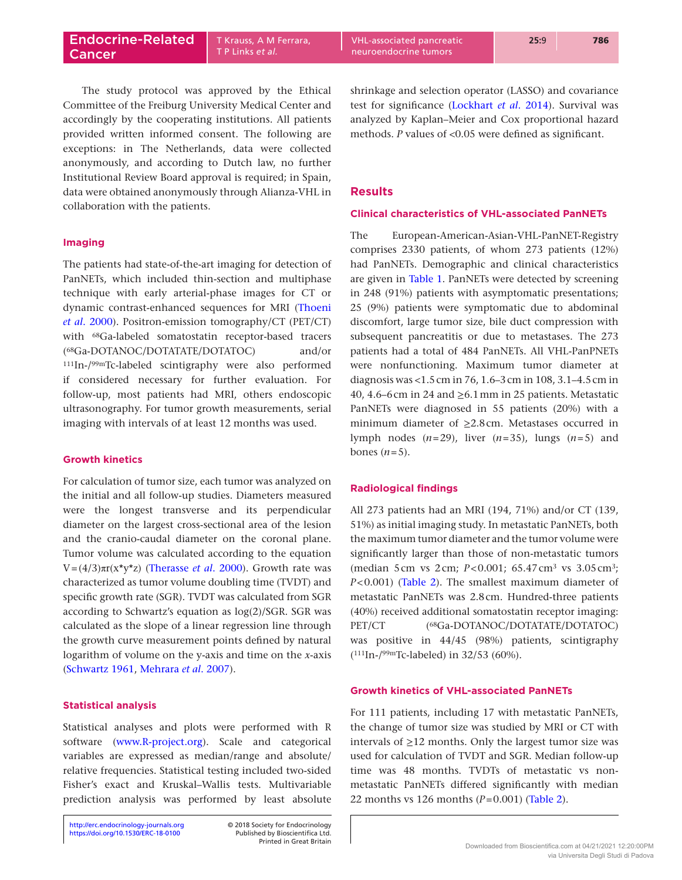The study protocol was approved by the Ethical Committee of the Freiburg University Medical Center and accordingly by the cooperating institutions. All patients provided written informed consent. The following are exceptions: in The Netherlands, data were collected anonymously, and according to Dutch law, no further Institutional Review Board approval is required; in Spain, data were obtained anonymously through Alianza-VHL in collaboration with the patients.

### Imaging

The patients had state-of-the-art imaging for detection of PanNETs, which included thin-section and multiphase technique with early arterial-phase images for CT or dynamic contrast-enhanced sequences for MRI (Thoeni *et al*. 2000). Positron-emission tomography/CT (PET/CT) with $^{68}$Ga-labeled somatostatin receptor-based tracers ($^{68}$Ga-DOTANOC/DOTATATE/DOTATOC) and/or $^{111}$In-/$^{99m}$Tc-labeled scintigraphy were also performed if considered necessary for further evaluation. For follow-up, most patients had MRI, others endoscopic ultrasonography. For tumor growth measurements, serial imaging with intervals of at least 12 months was used.

### Growth kinetics

For calculation of tumor size, each tumor was analyzed on the initial and all follow-up studies. Diameters measured were the longest transverse and its perpendicular diameter on the largest cross-sectional area of the lesion and the cranio-caudal diameter on the coronal plane. Tumor volume was calculated according to the equation $V = (4/3)\pi r(x*y*z)$ (Therasse *et al*. 2000). Growth rate was characterized as tumor volume doubling time (TVDT) and specific growth rate (SGR). TVDT was calculated from SGR according to Schwartz's equation as log(2)/SGR. SGR was calculated as the slope of a linear regression line through the growth curve measurement points defined by natural logarithm of volume on the y-axis and time on the *x*-axis (Schwartz 1961, Mehrara *et al*. 2007).

### Statistical analysis

Statistical analyses and plots were performed with R software (www.R-project.org). Scale and categorical variables are expressed as median/range and absolute/relative frequencies. Statistical testing included two-sided Fisher's exact and Kruskal–Wallis tests. Multivariable prediction analysis was performed by least absolute shrinkage and selection operator (LASSO) and covariance test for significance (Lockhart *et al*. 2014). Survival was analyzed by Kaplan–Meier and Cox proportional hazard methods. *P* values of <0.05 were defined as significant.

## Results

### Clinical characteristics of VHL-associated PanNETs

The European-American-Asian-VHL-PanNET-Registry comprises 2330 patients, of whom 273 patients (12%) had PanNETs. Demographic and clinical characteristics are given in Table 1. PanNETs were detected by screening in 248 (91%) patients with asymptomatic presentations; 25 (9%) patients were symptomatic due to abdominal discomfort, large tumor size, bile duct compression with subsequent pancreatitis or due to metastases. The 273 patients had a total of 484 PanNETs. All VHL-PanPNETs were nonfunctioning. Maximum tumor diameter at diagnosis was <1.5 cm in 76, 1.6–3 cm in 108, 3.1–4.5 cm in 40, 4.6–6 cm in 24 and ≥6.1 mm in 25 patients. Metastatic PanNETs were diagnosed in 55 patients (20%) with a minimum diameter of ≥2.8 cm. Metastases occurred in lymph nodes (*n*=29), liver (*n*=35), lungs (*n*=5) and bones (*n*=5).

### Radiological findings

All 273 patients had an MRI (194, 71%) and/or CT (139, 51%) as initial imaging study. In metastatic PanNETs, both the maximum tumor diameter and the tumor volume were significantly larger than those of non-metastatic tumors (median 5 cm vs 2 cm; $P<0.001$; 65.47 $cm^3$ vs 3.05 $cm^3$; $P<0.001$) (Table 2). The smallest maximum diameter of metastatic PanNETs was 2.8 cm. Hundred-three patients (40%) received additional somatostatin receptor imaging: PET/CT ($^{68}$Ga-DOTANOC/DOTATATE/DOTATOC) was positive in 44/45 (98%) patients, scintigraphy ($^{111}$In-/$^{99m}$Tc-labeled) in 32/53 (60%).

### Growth kinetics of VHL-associated PanNETs

For 111 patients, including 17 with metastatic PanNETs, the change of tumor size was studied by MRI or CT with intervals of ≥12 months. Only the largest tumor size was used for calculation of TVDT and SGR. Median follow-up time was 48 months. TVDTs of metastatic vs non-metastatic PanNETs differed significantly with median 22 months vs 126 months ($P=0.001$) (Table 2).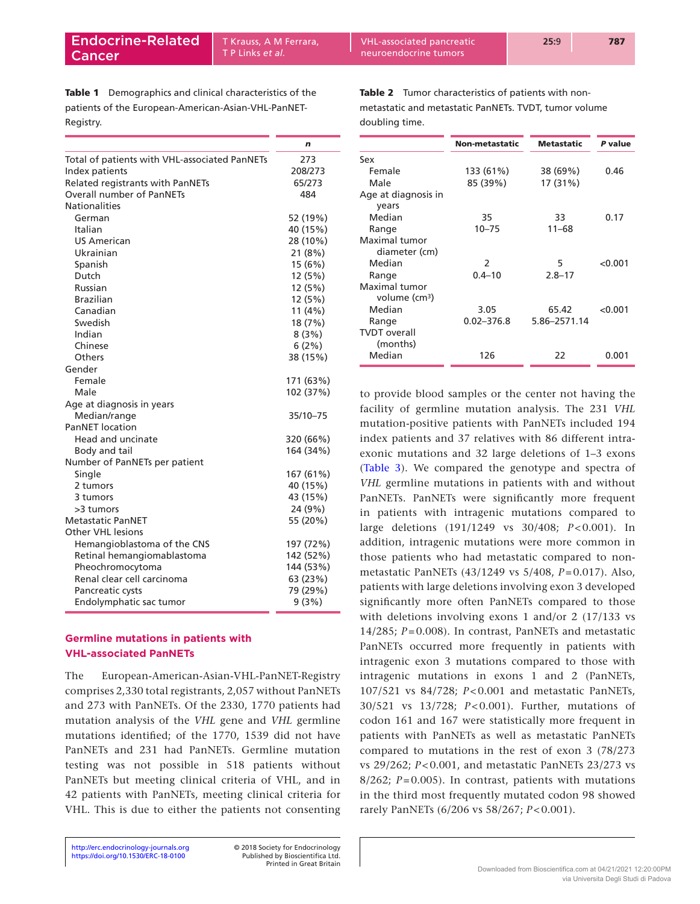**Table 1** Demographics and clinical characteristics of the patients of the European-American-Asian-VHL-PanNET-Registry.

| | *n* |
|---|---|
| Total of patients with VHL-associated PanNETs | 273 |
| Index patients | 208/273 |
| Related registrants with PanNETs | 65/273 |
| Overall number of PanNETs | 484 |
| Nationalities | |
| German | 52 (19%) |
| Italian | 40 (15%) |
| US American | 28 (10%) |
| Ukrainian | 21 (8%) |
| Spanish | 15 (6%) |
| Dutch | 12 (5%) |
| Russian | 12 (5%) |
| Brazilian | 12 (5%) |
| Canadian | 11 (4%) |
| Swedish | 18 (7%) |
| Indian | 8 (3%) |
| Chinese | 6 (2%) |
| Others | 38 (15%) |
| Gender | |
| Female | 171 (63%) |
| Male | 102 (37%) |
| Age at diagnosis in years | |
| Median/range | 35/10–75 |
| PanNET location | |
| Head and uncinate | 320 (66%) |
| Body and tail | 164 (34%) |
| Number of PanNETs per patient | |
| Single | 167 (61%) |
| 2 tumors | 40 (15%) |
| 3 tumors | 43 (15%) |
| >3 tumors | 24 (9%) |
| Metastatic PanNET | 55 (20%) |
| Other VHL lesions | |
| Hemangioblastoma of the CNS | 197 (72%) |
| Retinal hemangiomablastoma | 142 (52%) |
| Pheochromocytoma | 144 (53%) |
| Renal clear cell carcinoma | 63 (23%) |
| Pancreatic cysts | 79 (29%) |
| Endolymphatic sac tumor | 9 (3%) |

## Germline mutations in patients with VHL-associated PanNETs

The European-American-Asian-VHL-PanNET-Registry comprises 2,330 total registrants, 2,057 without PanNETs and 273 with PanNETs. Of the 2330, 1770 patients had mutation analysis of the *VHL* gene and *VHL* germline mutations identified; of the 1770, 1539 did not have PanNETs and 231 had PanNETs. Germline mutation testing was not possible in 518 patients without PanNETs but meeting clinical criteria of VHL, and in 42 patients with PanNETs, meeting clinical criteria for VHL. This is due to either the patients not consenting to provide blood samples or the center not having the facility of germline mutation analysis. The 231 *VHL* mutation-positive patients with PanNETs included 194 index patients and 37 relatives with 86 different intra-exonic mutations and 32 large deletions of 1–3 exons (Table 3). We compared the genotype and spectra of *VHL* germline mutations in patients with and without PanNETs. PanNETs were significantly more frequent in patients with intragenic mutations compared to large deletions (191/1249 vs 30/408; $P<0.001$). In addition, intragenic mutations were more common in those patients who had metastatic compared to non-metastatic PanNETs (43/1249 vs 5/408, $P=0.017$). Also, patients with large deletions involving exon 3 developed significantly more often PanNETs compared to those with deletions involving exons 1 and/or 2 (17/133 vs 14/285; $P=0.008$). In contrast, PanNETs and metastatic PanNETs occurred more frequently in patients with intragenic exon 3 mutations compared to those with intragenic mutations in exons 1 and 2 (PanNETs, 107/521 vs 84/728; $P<0.001$ and metastatic PanNETs, 30/521 vs 13/728; $P<0.001$). Further, mutations of codon 161 and 167 were statistically more frequent in patients with PanNETs as well as metastatic PanNETs compared to mutations in the rest of exon 3 (78/273 vs 29/262; $P<0.001$, and metastatic PanNETs 23/273 vs 8/262; $P=0.005$). In contrast, patients with mutations in the third most frequently mutated codon 98 showed rarely PanNETs (6/206 vs 58/267; $P<0.001$).

**Table 2** Tumor characteristics of patients with non-metastatic and metastatic PanNETs. TVDT, tumor volume doubling time.

| | Non-metastatic | Metastatic | *P* value |
|---|---|---|---|
| Sex | | | |
| Female | 133 (61%) | 38 (69%) | 0.46 |
| Male | 85 (39%) | 17 (31%) | |
| Age at diagnosis in years | | | |
| Median | 35 | 33 | 0.17 |
| Range | 10–75 | 11–68 | |
| Maximal tumor diameter (cm) | | | |
| Median | 2 | 5 | <0.001 |
| Range | 0.4–10 | 2.8–17 | |
| Maximal tumor volume (cm³) | | | |
| Median | 3.05 | 65.42 | <0.001 |
| Range | 0.02–376.8 | 5.86–2571.14 | |
| TVDT overall (months) | | | |
| Median | 126 | 22 | 0.001 |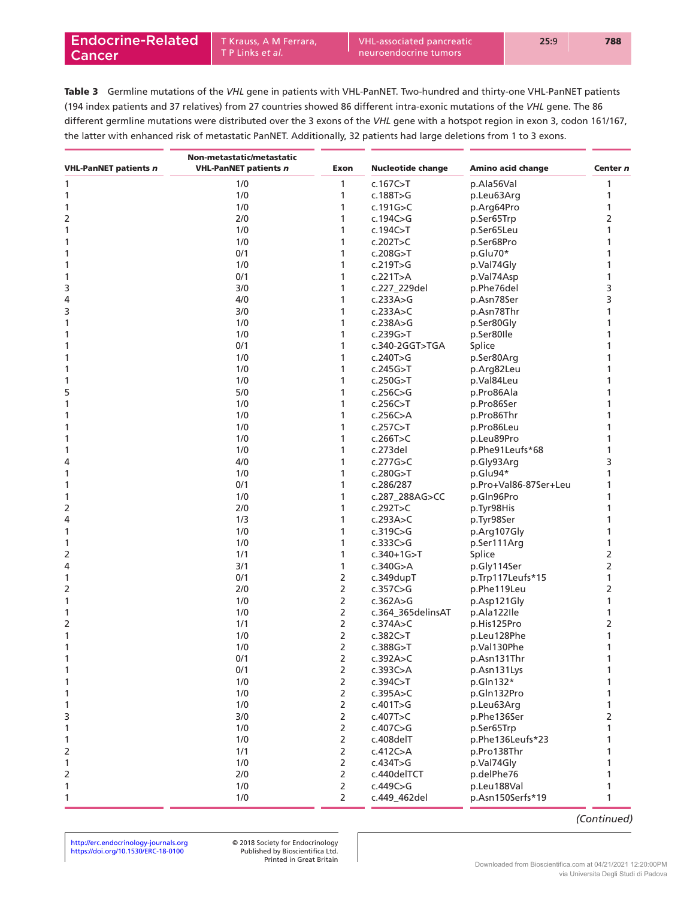**Table 3** Germline mutations of the *VHL* gene in patients with VHL-PanNET. Two-hundred and thirty-one VHL-PanNET patients (194 index patients and 37 relatives) from 27 countries showed 86 different intra-exonic mutations of the *VHL* gene. The 86 different germline mutations were distributed over the 3 exons of the *VHL* gene with a hotspot region in exon 3, codon 161/167, the latter with enhanced risk of metastatic PanNET. Additionally, 32 patients had large deletions from 1 to 3 exons.

| VHL-PanNET patients *n* | Non-metastatic/metastatic VHL-PanNET patients *n* | Exon | Nucleotide change | Amino acid change | Center *n* |
|---|---|---|---|---|---|
| 1 | 1/0 | 1 | c.167C>T | p.Ala56Val | 1 |
| 1 | 1/0 | 1 | c.188T>G | p.Leu63Arg | 1 |
| 1 | 1/0 | 1 | c.191G>C | p.Arg64Pro | 1 |
| 2 | 2/0 | 1 | c.194C>G | p.Ser65Trp | 2 |
| 1 | 1/0 | 1 | c.194C>T | p.Ser65Leu | 1 |
| 1 | 1/0 | 1 | c.202T>C | p.Ser68Pro | 1 |
| 1 | 0/1 | 1 | c.208G>T | p.Glu70* | 1 |
| 1 | 1/0 | 1 | c.219T>G | p.Val74Gly | 1 |
| 1 | 0/1 | 1 | c.221T>A | p.Val74Asp | 1 |
| 3 | 3/0 | 1 | c.227_229del | p.Phe76del | 3 |
| 4 | 4/0 | 1 | c.233A>G | p.Asn78Ser | 3 |
| 3 | 3/0 | 1 | c.233A>C | p.Asn78Thr | 1 |
| 1 | 1/0 | 1 | c.238A>G | p.Ser80Gly | 1 |
| 1 | 1/0 | 1 | c.239G>T | p.Ser80Ile | 1 |
| 1 | 0/1 | 1 | c.340-2GGT>TGA | Splice | 1 |
| 1 | 1/0 | 1 | c.240T>G | p.Ser80Arg | 1 |
| 1 | 1/0 | 1 | c.245G>T | p.Arg82Leu | 1 |
| 1 | 1/0 | 1 | c.250G>T | p.Val84Leu | 1 |
| 5 | 5/0 | 1 | c.256C>G | p.Pro86Ala | 1 |
| 1 | 1/0 | 1 | c.256C>T | p.Pro86Ser | 1 |
| 1 | 1/0 | 1 | c.256C>A | p.Pro86Thr | 1 |
| 1 | 1/0 | 1 | c.257C>T | p.Pro86Leu | 1 |
| 1 | 1/0 | 1 | c.266T>C | p.Leu89Pro | 1 |
| 1 | 1/0 | 1 | c.273del | p.Phe91Leufs*68 | 1 |
| 4 | 4/0 | 1 | c.277G>C | p.Gly93Arg | 3 |
| 1 | 1/0 | 1 | c.280G>T | p.Glu94* | 1 |
| 1 | 0/1 | 1 | c.286/287 | p.Pro+Val86-87Ser+Leu | 1 |
| 1 | 1/0 | 1 | c.287_288AG>CC | p.Gln96Pro | 1 |
| 2 | 2/0 | 1 | c.292T>C | p.Tyr98His | 1 |
| 4 | 1/3 | 1 | c.293A>C | p.Tyr98Ser | 1 |
| 1 | 1/0 | 1 | c.319C>G | p.Arg107Gly | 1 |
| 1 | 1/0 | 1 | c.333C>G | p.Ser111Arg | 1 |
| 2 | 1/1 | 1 | c.340+1G>T | Splice | 2 |
| 4 | 3/1 | 1 | c.340G>A | p.Gly114Ser | 2 |
| 1 | 0/1 | 2 | c.349dupT | p.Trp117Leufs*15 | 1 |
| 2 | 2/0 | 2 | c.357C>G | p.Phe119Leu | 2 |
| 1 | 1/0 | 2 | c.362A>G | p.Asp121Gly | 1 |
| 1 | 1/0 | 2 | c.364_365delinsAT | p.Ala122Ile | 1 |
| 2 | 1/1 | 2 | c.374A>C | p.His125Pro | 2 |
| 1 | 1/0 | 2 | c.382C>T | p.Leu128Phe | 1 |
| 1 | 1/0 | 2 | c.388G>T | p.Val130Phe | 1 |
| 1 | 0/1 | 2 | c.392A>C | p.Asn131Thr | 1 |
| 1 | 0/1 | 2 | c.393C>A | p.Asn131Lys | 1 |
| 1 | 1/0 | 2 | c.394C>T | p.Gln132* | 1 |
| 1 | 1/0 | 2 | c.395A>C | p.Gln132Pro | 1 |
| 1 | 1/0 | 2 | c.401T>G | p.Leu63Arg | 1 |
| 3 | 3/0 | 2 | c.407T>C | p.Phe136Ser | 2 |
| 1 | 1/0 | 2 | c.407C>G | p.Ser65Trp | 1 |
| 1 | 1/0 | 2 | c.408delT | p.Phe136Leufs*23 | 1 |
| 2 | 1/1 | 2 | c.412C>A | p.Pro138Thr | 1 |
| 1 | 1/0 | 2 | c.434T>G | p.Val74Gly | 1 |
| 2 | 2/0 | 2 | c.440delTCT | p.delPhe76 | 1 |
| 1 | 1/0 | 2 | c.449C>G | p.Leu188Val | 1 |
| 1 | 1/0 | 2 | c.449_462del | p.Asn150Serfs*19 | 1 |

*(Continued)*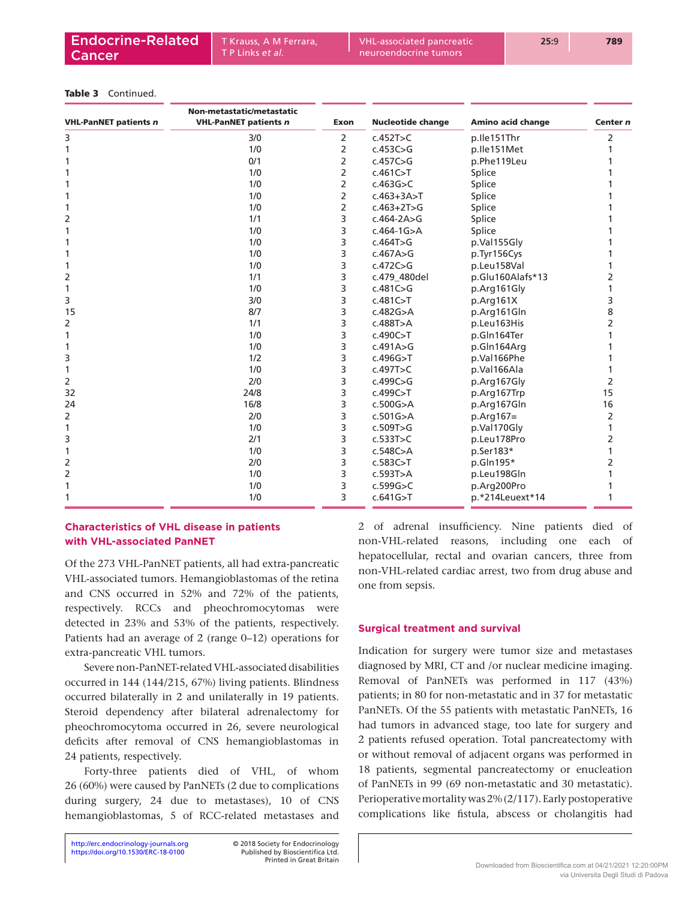**Table 3** Continued.

| VHL-PanNET patients *n* | Non-metastatic/metastatic VHL-PanNET patients *n* | Exon | Nucleotide change | Amino acid change | Center *n* |
|---|---|---|---|---|---|
| 3 | 3/0 | 2 | c.452T>C | p.Ile151Thr | 2 |
| 1 | 1/0 | 2 | c.453C>G | p.Ile151Met | 1 |
| 1 | 0/1 | 2 | c.457C>G | p.Phe119Leu | 1 |
| 1 | 1/0 | 2 | c.461C>T | Splice | 1 |
| 1 | 1/0 | 2 | c.463G>C | Splice | 1 |
| 1 | 1/0 | 2 | c.463+3A>T | Splice | 1 |
| 1 | 1/0 | 2 | c.463+2T>G | Splice | 1 |
| 2 | 1/1 | 3 | c.464-2A>G | Splice | 1 |
| 1 | 1/0 | 3 | c.464-1G>A | Splice | 1 |
| 1 | 1/0 | 3 | c.464T>G | p.Val155Gly | 1 |
| 1 | 1/0 | 3 | c.467A>G | p.Tyr156Cys | 1 |
| 1 | 1/0 | 3 | c.472C>G | p.Leu158Val | 1 |
| 2 | 1/1 | 3 | c.479_480del | p.Glu160Alafs*13 | 2 |
| 1 | 1/0 | 3 | c.481C>G | p.Arg161Gly | 1 |
| 3 | 3/0 | 3 | c.481C>T | p.Arg161X | 3 |
| 15 | 8/7 | 3 | c.482G>A | p.Arg161Gln | 8 |
| 2 | 1/1 | 3 | c.488T>A | p.Leu163His | 2 |
| 1 | 1/0 | 3 | c.490C>T | p.Gln164Ter | 1 |
| 1 | 1/0 | 3 | c.491A>G | p.Gln164Arg | 1 |
| 3 | 1/2 | 3 | c.496G>T | p.Val166Phe | 1 |
| 1 | 1/0 | 3 | c.497T>C | p.Val166Ala | 1 |
| 2 | 2/0 | 3 | c.499C>G | p.Arg167Gly | 2 |
| 32 | 24/8 | 3 | c.499C>T | p.Arg167Trp | 15 |
| 24 | 16/8 | 3 | c.500G>A | p.Arg167Gln | 16 |
| 2 | 2/0 | 3 | c.501G>A | p.Arg167= | 2 |
| 1 | 1/0 | 3 | c.509T>G | p.Val170Gly | 1 |
| 3 | 2/1 | 3 | c.533T>C | p.Leu178Pro | 2 |
| 1 | 1/0 | 3 | c.548C>A | p.Ser183* | 1 |
| 2 | 2/0 | 3 | c.583C>T | p.Gln195* | 2 |
| 2 | 1/0 | 3 | c.593T>A | p.Leu198Gln | 1 |
| 1 | 1/0 | 3 | c.599G>C | p.Arg200Pro | 1 |
| 1 | 1/0 | 3 | c.641G>T | p.*214Leuext*14 | 1 |

## Characteristics of VHL disease in patients with VHL-associated PanNET

Of the 273 VHL-PanNET patients, all had extra-pancreatic VHL-associated tumors. Hemangioblastomas of the retina and CNS occurred in 52% and 72% of the patients, respectively. RCCs and pheochromocytomas were detected in 23% and 53% of the patients, respectively. Patients had an average of 2 (range 0–12) operations for extra-pancreatic VHL tumors.

Severe non-PanNET-related VHL-associated disabilities occurred in 144 (144/215, 67%) living patients. Blindness occurred bilaterally in 2 and unilaterally in 19 patients. Steroid dependency after bilateral adrenalectomy for pheochromocytoma occurred in 26, severe neurological deficits after removal of CNS hemangioblastomas in 24 patients, respectively.

Forty-three patients died of VHL, of whom 26 (60%) were caused by PanNETs (2 due to complications during surgery, 24 due to metastases), 10 of CNS hemangioblastomas, 5 of RCC-related metastases and 2 of adrenal insufficiency. Nine patients died of non-VHL-related reasons, including one each of hepatocellular, rectal and ovarian cancers, three from non-VHL-related cardiac arrest, two from drug abuse and one from sepsis.

## Surgical treatment and survival

Indication for surgery were tumor size and metastases diagnosed by MRI, CT and /or nuclear medicine imaging. Removal of PanNETs was performed in 117 (43%) patients; in 80 for non-metastatic and in 37 for metastatic PanNETs. Of the 55 patients with metastatic PanNETs, 16 had tumors in advanced stage, too late for surgery and 2 patients refused operation. Total pancreatectomy with or without removal of adjacent organs was performed in 18 patients, segmental pancreatectomy or enucleation of PanNETs in 99 (69 non-metastatic and 30 metastatic). Perioperative mortality was 2% (2/117). Early postoperative complications like fistula, abscess or cholangitis had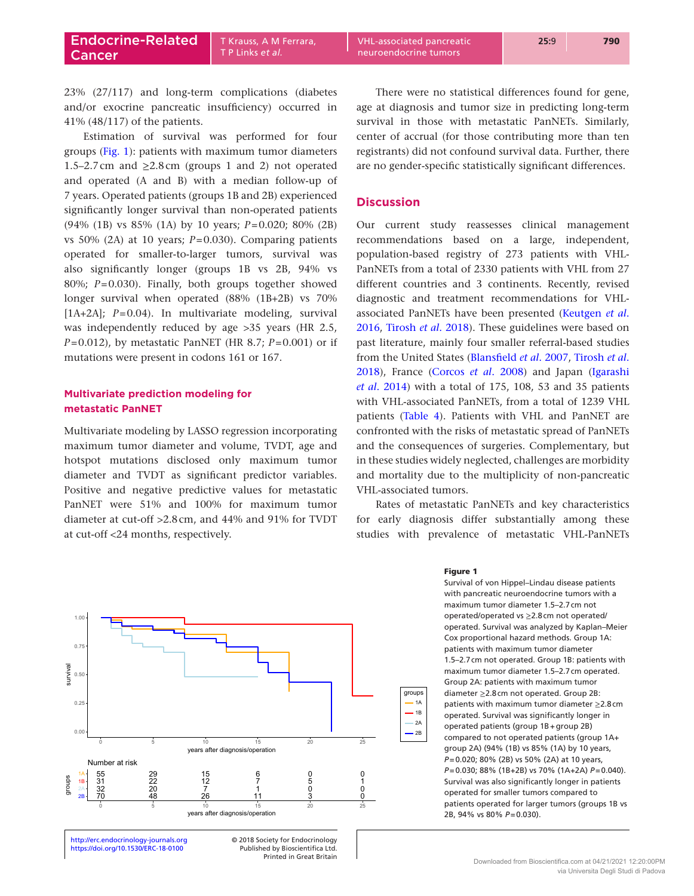23% (27/117) and long-term complications (diabetes and/or exocrine pancreatic insufficiency) occurred in 41% (48/117) of the patients.

Estimation of survival was performed for four groups (Fig. 1): patients with maximum tumor diameters 1.5–2.7 cm and ≥2.8 cm (groups 1 and 2) not operated and operated (A and B) with a median follow-up of 7 years. Operated patients (groups 1B and 2B) experienced significantly longer survival than non-operated patients (94% (1B) vs 85% (1A) by 10 years; $P=0.020$; 80% (2B) vs 50% (2A) at 10 years; $P=0.030$). Comparing patients operated for smaller-to-larger tumors, survival was also significantly longer (groups 1B vs 2B, 94% vs 80%; $P=0.030$). Finally, both groups together showed longer survival when operated (88% (1B+2B) vs 70% [1A+2A]; $P=0.04$). In multivariate modeling, survival was independently reduced by age >35 years (HR 2.5, $P=0.012$), by metastatic PanNET (HR 8.7; $P=0.001$) or if mutations were present in codons 161 or 167.

### Multivariate prediction modeling for metastatic PanNET

Multivariate modeling by LASSO regression incorporating maximum tumor diameter and volume, TVDT, age and hotspot mutations disclosed only maximum tumor diameter and TVDT as significant predictor variables. Positive and negative predictive values for metastatic PanNET were 51% and 100% for maximum tumor diameter at cut-off >2.8 cm, and 44% and 91% for TVDT at cut-off <24 months, respectively.

There were no statistical differences found for gene, age at diagnosis and tumor size in predicting long-term survival in those with metastatic PanNETs. Similarly, center of accrual (for those contributing more than ten registrants) did not confound survival data. Further, there are no gender-specific statistically significant differences.

## Discussion

Our current study reassesses clinical management recommendations based on a large, independent, population-based registry of 273 patients with VHL-PanNETs from a total of 2330 patients with VHL from 27 different countries and 3 continents. Recently, revised diagnostic and treatment recommendations for VHL-associated PanNETs have been presented (Keutgen *et al.* 2016, Tirosh *et al.* 2018). These guidelines were based on past literature, mainly four smaller referral-based studies from the United States (Blansfield *et al.* 2007, Tirosh *et al.* 2018), France (Corcos *et al.* 2008) and Japan (Igarashi *et al.* 2014) with a total of 175, 108, 53 and 35 patients with VHL-associated PanNETs, from a total of 1239 VHL patients (Table 4). Patients with VHL and PanNET are confronted with the risks of metastatic spread of PanNETs and the consequences of surgeries. Complementary, but in these studies widely neglected, challenges are morbidity and mortality due to the multiplicity of non-pancreatic VHL-associated tumors.

Rates of metastatic PanNETs and key characteristics for early diagnosis differ substantially among these studies with prevalence of metastatic VHL-PanNETs

**Figure 1**
Survival of von Hippel–Lindau disease patients with pancreatic neuroendocrine tumors with a maximum tumor diameter 1.5–2.7 cm not operated/operated vs ≥2.8 cm not operated/operated. Survival was analyzed by Kaplan–Meier Cox proportional hazard methods. Group 1A: patients with maximum tumor diameter 1.5–2.7 cm not operated. Group 1B: patients with maximum tumor diameter 1.5–2.7 cm operated. Group 2A: patients with maximum tumor diameter ≥2.8 cm not operated. Group 2B: patients with maximum tumor diameter ≥2.8 cm operated. Survival was significantly longer in operated patients (group 1B + group 2B) compared to not operated patients (group 1A+ group 2A) (94% (1B) vs 85% (1A) by 10 years, $P=0.020$; 80% (2B) vs 50% (2A) at 10 years, $P=0.030$; 88% (1B+2B) vs 70% (1A+2A) $P=0.040$). Survival was also significantly longer in patients operated for smaller tumors compared to patients operated for larger tumors (groups 1B vs 2B, 94% vs 80% $P=0.030$).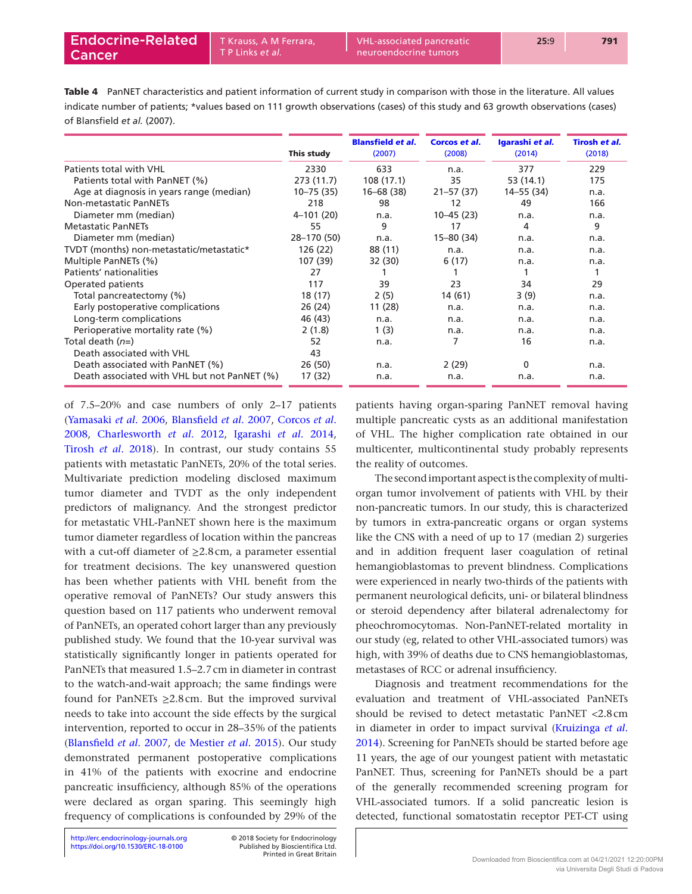**Table 4** PanNET characteristics and patient information of current study in comparison with those in the literature. All values indicate number of patients; *values based on 111 growth observations (cases) of this study and 63 growth observations (cases) of Blansfield *et al.* (2007).

| | This study | Blansfield *et al.* (2007) | Corcos *et al.* (2008) | Igarashi *et al.* (2014) | Tirosh *et al.* (2018) |
|---|---|---|---|---|---|
| Patients total with VHL | 2330 | 633 | n.a. | 377 | 229 |
| Patients total with PanNET (%) | 273 (11.7) | 108 (17.1) | 35 | 53 (14.1) | 175 |
| Age at diagnosis in years range (median) | 10–75 (35) | 16–68 (38) | 21–57 (37) | 14–55 (34) | n.a. |
| Non-metastatic PanNETs | 218 | 98 | 12 | 49 | 166 |
| Diameter mm (median) | 4–101 (20) | n.a. | 10–45 (23) | n.a. | n.a. |
| Metastatic PanNETs | 55 | 9 | 17 | 4 | 9 |
| Diameter mm (median) | 28–170 (50) | n.a. | 15–80 (34) | n.a. | n.a. |
| TVDT (months) non-metastatic/metastatic* | 126 (22) | 88 (11) | n.a. | n.a. | n.a. |
| Multiple PanNETs (%) | 107 (39) | 32 (30) | 6 (17) | n.a. | n.a. |
| Patients' nationalities | 27 | 1 | 1 | 1 | 1 |
| Operated patients | 117 | 39 | 23 | 34 | 29 |
| Total pancreatectomy (%) | 18 (17) | 2 (5) | 14 (61) | 3 (9) | n.a. |
| Early postoperative complications | 26 (24) | 11 (28) | n.a. | n.a. | n.a. |
| Long-term complications | 46 (43) | n.a. | n.a. | n.a. | n.a. |
| Perioperative mortality rate (%) | 2 (1.8) | 1 (3) | n.a. | n.a. | n.a. |
| Total death ($n$=) | 52 | n.a. | 7 | 16 | n.a. |
| Death associated with VHL | 43 | | | | |
| Death associated with PanNET (%) | 26 (50) | n.a. | 2 (29) | 0 | n.a. |
| Death associated with VHL but not PanNET (%) | 17 (32) | n.a. | n.a. | n.a. | n.a. |

of 7.5–20% and case numbers of only 2–17 patients (Yamasaki *et al.* 2006, Blansfield *et al.* 2007, Corcos *et al.* 2008, Charlesworth *et al.* 2012, Igarashi *et al.* 2014, Tirosh *et al.* 2018). In contrast, our study contains 55 patients with metastatic PanNETs, 20% of the total series. Multivariate prediction modeling disclosed maximum tumor diameter and TVDT as the only independent predictors of malignancy. And the strongest predictor for metastatic VHL-PanNET shown here is the maximum tumor diameter regardless of location within the pancreas with a cut-off diameter of ≥2.8cm, a parameter essential for treatment decisions. The key unanswered question has been whether patients with VHL benefit from the operative removal of PanNETs? Our study answers this question based on 117 patients who underwent removal of PanNETs, an operated cohort larger than any previously published study. We found that the 10-year survival was statistically significantly longer in patients operated for PanNETs that measured 1.5–2.7cm in diameter in contrast to the watch-and-wait approach; the same findings were found for PanNETs ≥2.8cm. But the improved survival needs to take into account the side effects by the surgical intervention, reported to occur in 28–35% of the patients (Blansfield *et al.* 2007, de Mestier *et al.* 2015). Our study demonstrated permanent postoperative complications in 41% of the patients with exocrine and endocrine pancreatic insufficiency, although 85% of the operations were declared as organ sparing. This seemingly high frequency of complications is confounded by 29% of the patients having organ-sparing PanNET removal having multiple pancreatic cysts as an additional manifestation of VHL. The higher complication rate obtained in our multicenter, multicontinental study probably represents the reality of outcomes.

The second important aspect is the complexity of multi-organ tumor involvement of patients with VHL by their non-pancreatic tumors. In our study, this is characterized by tumors in extra-pancreatic organs or organ systems like the CNS with a need of up to 17 (median 2) surgeries and in addition frequent laser coagulation of retinal hemangioblastomas to prevent blindness. Complications were experienced in nearly two-thirds of the patients with permanent neurological deficits, uni- or bilateral blindness or steroid dependency after bilateral adrenalectomy for pheochromocytomas. Non-PanNET-related mortality in our study (eg, related to other VHL-associated tumors) was high, with 39% of deaths due to CNS hemangioblastomas, metastases of RCC or adrenal insufficiency.

Diagnosis and treatment recommendations for the evaluation and treatment of VHL-associated PanNETs should be revised to detect metastatic PanNET <2.8cm in diameter in order to impact survival (Kruizinga *et al.* 2014). Screening for PanNETs should be started before age 11 years, the age of our youngest patient with metastatic PanNET. Thus, screening for PanNETs should be a part of the generally recommended screening program for VHL-associated tumors. If a solid pancreatic lesion is detected, functional somatostatin receptor PET-CT using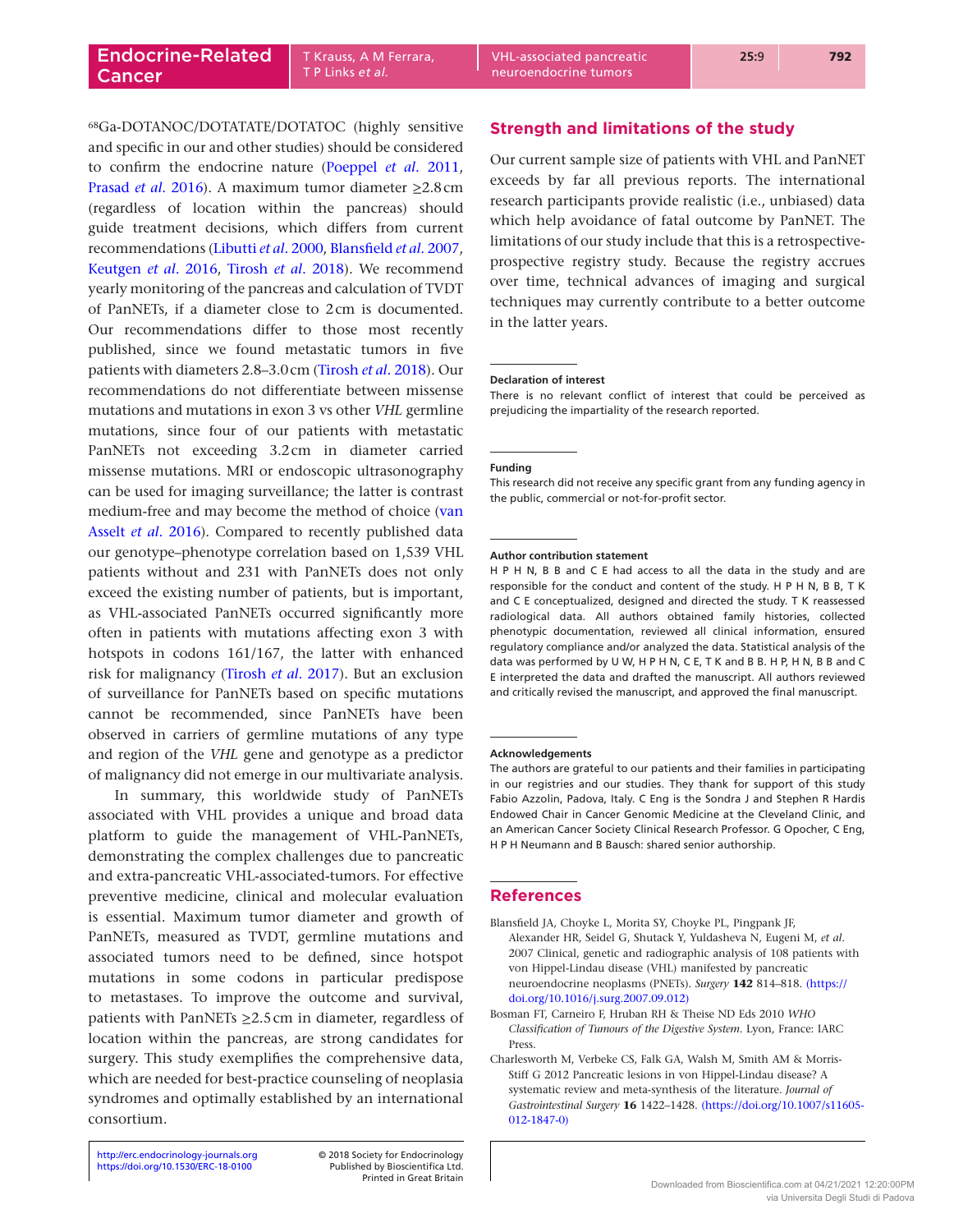$^{68}$Ga-DOTANOC/DOTATATE/DOTATOC (highly sensitive and specific in our and other studies) should be considered to confirm the endocrine nature (Poeppel *et al.* 2011, Prasad *et al.* 2016). A maximum tumor diameter ≥2.8 cm (regardless of location within the pancreas) should guide treatment decisions, which differs from current recommendations (Libutti *et al.* 2000, Blansfield *et al.* 2007, Keutgen *et al.* 2016, Tirosh *et al.* 2018). We recommend yearly monitoring of the pancreas and calculation of TVDT of PanNETs, if a diameter close to 2 cm is documented. Our recommendations differ to those most recently published, since we found metastatic tumors in five patients with diameters 2.8–3.0 cm (Tirosh *et al.* 2018). Our recommendations do not differentiate between missense mutations and mutations in exon 3 vs other *VHL* germline mutations, since four of our patients with metastatic PanNETs not exceeding 3.2 cm in diameter carried missense mutations. MRI or endoscopic ultrasonography can be used for imaging surveillance; the latter is contrast medium-free and may become the method of choice (van Asselt *et al.* 2016). Compared to recently published data our genotype–phenotype correlation based on 1,539 VHL patients without and 231 with PanNETs does not only exceed the existing number of patients, but is important, as VHL-associated PanNETs occurred significantly more often in patients with mutations affecting exon 3 with hotspots in codons 161/167, the latter with enhanced risk for malignancy (Tirosh *et al.* 2017). But an exclusion of surveillance for PanNETs based on specific mutations cannot be recommended, since PanNETs have been observed in carriers of germline mutations of any type and region of the *VHL* gene and genotype as a predictor of malignancy did not emerge in our multivariate analysis.

In summary, this worldwide study of PanNETs associated with VHL provides a unique and broad data platform to guide the management of VHL-PanNETs, demonstrating the complex challenges due to pancreatic and extra-pancreatic VHL-associated-tumors. For effective preventive medicine, clinical and molecular evaluation is essential. Maximum tumor diameter and growth of PanNETs, measured as TVDT, germline mutations and associated tumors need to be defined, since hotspot mutations in some codons in particular predispose to metastases. To improve the outcome and survival, patients with PanNETs ≥2.5 cm in diameter, regardless of location within the pancreas, are strong candidates for surgery. This study exemplifies the comprehensive data, which are needed for best-practice counseling of neoplasia syndromes and optimally established by an international consortium.

## Strength and limitations of the study

Our current sample size of patients with VHL and PanNET exceeds by far all previous reports. The international research participants provide realistic (i.e., unbiased) data which help avoidance of fatal outcome by PanNET. The limitations of our study include that this is a retrospective-prospective registry study. Because the registry accrues over time, technical advances of imaging and surgical techniques may currently contribute to a better outcome in the latter years.

#### Declaration of interest

There is no relevant conflict of interest that could be perceived as prejudicing the impartiality of the research reported.

#### Funding

This research did not receive any specific grant from any funding agency in the public, commercial or not-for-profit sector.

#### Author contribution statement

H P H N, B B and C E had access to all the data in the study and are responsible for the conduct and content of the study. H P H N, B B, T K and C E conceptualized, designed and directed the study. T K reassessed radiological data. All authors obtained family histories, collected phenotypic documentation, reviewed all clinical information, ensured regulatory compliance and/or analyzed the data. Statistical analysis of the data was performed by U W, H P H N, C E, T K and B B. H P, H N, B B and C E interpreted the data and drafted the manuscript. All authors reviewed and critically revised the manuscript, and approved the final manuscript.

#### Acknowledgements

The authors are grateful to our patients and their families in participating in our registries and our studies. They thank for support of this study Fabio Azzolin, Padova, Italy. C Eng is the Sondra J and Stephen R Hardis Endowed Chair in Cancer Genomic Medicine at the Cleveland Clinic, and an American Cancer Society Clinical Research Professor. G Opocher, C Eng, H P H Neumann and B Bausch: shared senior authorship.

## References

Blansfield JA, Choyke L, Morita SY, Choyke PL, Pingpank JF, Alexander HR, Seidel G, Shutack Y, Yuldasheva N, Eugeni M, *et al.* 2007 Clinical, genetic and radiographic analysis of 108 patients with von Hippel-Lindau disease (VHL) manifested by pancreatic neuroendocrine neoplasms (PNETs). *Surgery* **142** 814–818. (https://doi.org/10.1016/j.surg.2007.09.012)

Bosman FT, Carneiro F, Hruban RH & Theise ND Eds 2010 *WHO Classification of Tumours of the Digestive System*. Lyon, France: IARC Press.

Charlesworth M, Verbeke CS, Falk GA, Walsh M, Smith AM & Morris-Stiff G 2012 Pancreatic lesions in von Hippel-Lindau disease? A systematic review and meta-synthesis of the literature. *Journal of Gastrointestinal Surgery* **16** 1422–1428. (https://doi.org/10.1007/s11605-012-1847-0)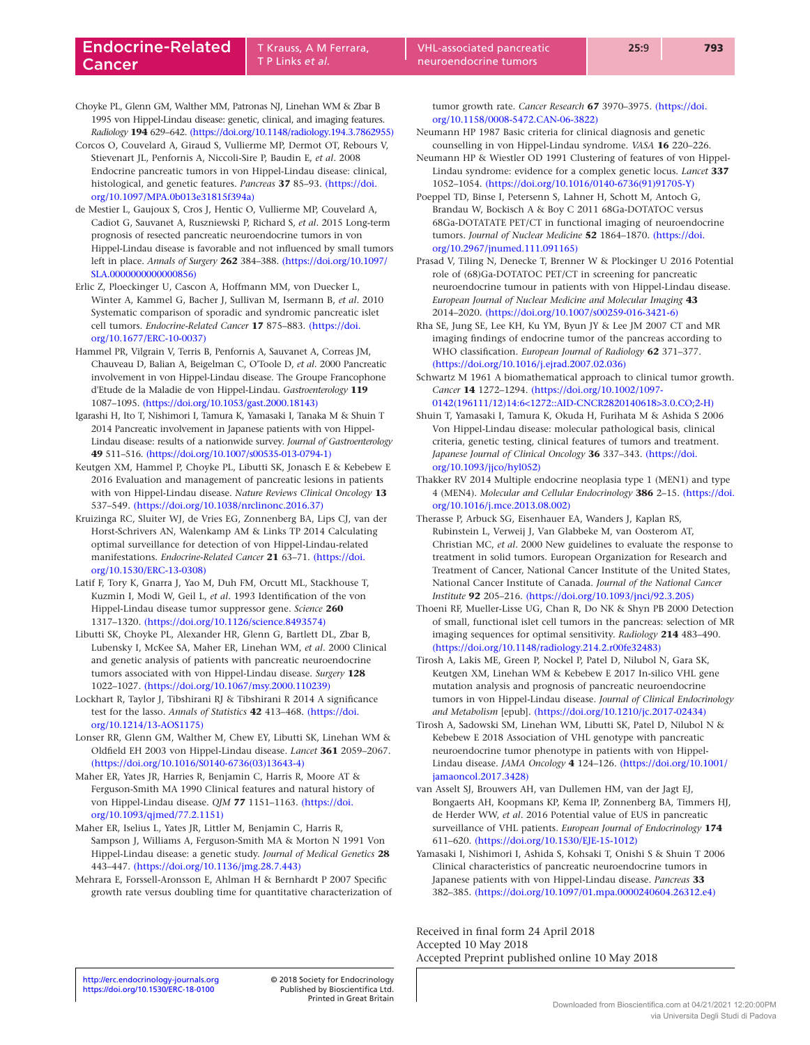Choyke PL, Glenn GM, Walther MM, Patronas NJ, Linehan WM & Zbar B 1995 von Hippel-Lindau disease: genetic, clinical, and imaging features. *Radiology* **194** 629–642. (https://doi.org/10.1148/radiology.194.3.7862955)

Corcos O, Couvelard A, Giraud S, Vullierme MP, Dermot OT, Rebours V, Stievenart JL, Penfornis A, Niccoli-Sire P, Baudin E, *et al*. 2008 Endocrine pancreatic tumors in von Hippel-Lindau disease: clinical, histological, and genetic features. *Pancreas* **37** 85–93. (https://doi.org/10.1097/MPA.0b013e31815f394a)

de Mestier L, Gaujoux S, Cros J, Hentic O, Vullierme MP, Couvelard A, Cadiot G, Sauvanet A, Ruszniewski P, Richard S, *et al*. 2015 Long-term prognosis of resected pancreatic neuroendocrine tumors in von Hippel-Lindau disease is favorable and not influenced by small tumors left in place. *Annals of Surgery* **262** 384–388. (https://doi.org/10.1097/SLA.0000000000000856)

Erlic Z, Ploeckinger U, Cascon A, Hoffmann MM, von Duecker L, Winter A, Kammel G, Bacher J, Sullivan M, Isermann B, *et al*. 2010 Systematic comparison of sporadic and syndromic pancreatic islet cell tumors. *Endocrine-Related Cancer* **17** 875–883. (https://doi.org/10.1677/ERC-10-0037)

Hammel PR, Vilgrain V, Terris B, Penfornis A, Sauvanet A, Correas JM, Chauveau D, Balian A, Beigelman C, O'Toole D, *et al*. 2000 Pancreatic involvement in von Hippel-Lindau disease. The Groupe Francophone d'Etude de la Maladie de von Hippel-Lindau. *Gastroenterology* **119** 1087–1095. (https://doi.org/10.1053/gast.2000.18143)

Igarashi H, Ito T, Nishimori I, Tamura K, Yamasaki I, Tanaka M & Shuin T 2014 Pancreatic involvement in Japanese patients with von Hippel-Lindau disease: results of a nationwide survey. *Journal of Gastroenterology* **49** 511–516. (https://doi.org/10.1007/s00535-013-0794-1)

Keutgen XM, Hammel P, Choyke PL, Libutti SK, Jonasch E & Kebebew E 2016 Evaluation and management of pancreatic lesions in patients with von Hippel-Lindau disease. *Nature Reviews Clinical Oncology* **13** 537–549. (https://doi.org/10.1038/nrclinonc.2016.37)

Kruizinga RC, Sluiter WJ, de Vries EG, Zonnenberg BA, Lips CJ, van der Horst-Schrivers AN, Walenkamp AM & Links TP 2014 Calculating optimal surveillance for detection of von Hippel-Lindau-related manifestations. *Endocrine-Related Cancer* **21** 63–71. (https://doi.org/10.1530/ERC-13-0308)

Latif F, Tory K, Gnarra J, Yao M, Duh FM, Orcutt ML, Stackhouse T, Kuzmin I, Modi W, Geil L, *et al*. 1993 Identification of the von Hippel-Lindau disease tumor suppressor gene. *Science* **260** 1317–1320. (https://doi.org/10.1126/science.8493574)

Libutti SK, Choyke PL, Alexander HR, Glenn G, Bartlett DL, Zbar B, Lubensky I, McKee SA, Maher ER, Linehan WM, *et al*. 2000 Clinical and genetic analysis of patients with pancreatic neuroendocrine tumors associated with von Hippel-Lindau disease. *Surgery* **128** 1022–1027. (https://doi.org/10.1067/msy.2000.110239)

Lockhart R, Taylor J, Tibshirani RJ & Tibshirani R 2014 A significance test for the lasso. *Annals of Statistics* **42** 413–468. (https://doi.org/10.1214/13-AOS1175)

Lonser RR, Glenn GM, Walther M, Chew EY, Libutti SK, Linehan WM & Oldfield EH 2003 von Hippel-Lindau disease. *Lancet* **361** 2059–2067. (https://doi.org/10.1016/S0140-6736(03)13643-4)

Maher ER, Yates JR, Harries R, Benjamin C, Harris R, Moore AT & Ferguson-Smith MA 1990 Clinical features and natural history of von Hippel-Lindau disease. *QJM* **77** 1151–1163. (https://doi.org/10.1093/qjmed/77.2.1151)

Maher ER, Iselius L, Yates JR, Littler M, Benjamin C, Harris R, Sampson J, Williams A, Ferguson-Smith MA & Morton N 1991 Von Hippel-Lindau disease: a genetic study. *Journal of Medical Genetics* **28** 443–447. (https://doi.org/10.1136/jmg.28.7.443)

Mehrara E, Forssell-Aronsson E, Ahlman H & Bernhardt P 2007 Specific growth rate versus doubling time for quantitative characterization of tumor growth rate. *Cancer Research* **67** 3970–3975. (https://doi.org/10.1158/0008-5472.CAN-06-3822)

Neumann HP 1987 Basic criteria for clinical diagnosis and genetic counselling in von Hippel-Lindau syndrome. *VASA* **16** 220–226.

Neumann HP & Wiestler OD 1991 Clustering of features of von Hippel-Lindau syndrome: evidence for a complex genetic locus. *Lancet* **337** 1052–1054. (https://doi.org/10.1016/0140-6736(91)91705-Y)

Poeppel TD, Binse I, Petersenn S, Lahner H, Schott M, Antoch G, Brandau W, Bockisch A & Boy C 2011 68Ga-DOTATOC versus 68Ga-DOTATATE PET/CT in functional imaging of neuroendocrine tumors. *Journal of Nuclear Medicine* **52** 1864–1870. (https://doi.org/10.2967/jnumed.111.091165)

Prasad V, Tiling N, Denecke T, Brenner W & Plockinger U 2016 Potential role of (68)Ga-DOTATOC PET/CT in screening for pancreatic neuroendocrine tumour in patients with von Hippel-Lindau disease. *European Journal of Nuclear Medicine and Molecular Imaging* **43** 2014–2020. (https://doi.org/10.1007/s00259-016-3421-6)

Rha SE, Jung SE, Lee KH, Ku YM, Byun JY & Lee JM 2007 CT and MR imaging findings of endocrine tumor of the pancreas according to WHO classification. *European Journal of Radiology* **62** 371–377. (https://doi.org/10.1016/j.ejrad.2007.02.036)

Schwartz M 1961 A biomathematical approach to clinical tumor growth. *Cancer* **14** 1272–1294. (https://doi.org/10.1002/1097-0142(196111/12)14:6<1272::AID-CNCR2820140618>3.0.CO;2-H)

Shuin T, Yamasaki I, Tamura K, Okuda H, Furihata M & Ashida S 2006 Von Hippel-Lindau disease: molecular pathological basis, clinical criteria, genetic testing, clinical features of tumors and treatment. *Japanese Journal of Clinical Oncology* **36** 337–343. (https://doi.org/10.1093/jjco/hyl052)

Thakker RV 2014 Multiple endocrine neoplasia type 1 (MEN1) and type 4 (MEN4). *Molecular and Cellular Endocrinology* **386** 2–15. (https://doi.org/10.1016/j.mce.2013.08.002)

Therasse P, Arbuck SG, Eisenhauer EA, Wanders J, Kaplan RS, Rubinstein L, Verweij J, Van Glabbeke M, van Oosterom AT, Christian MC, *et al*. 2000 New guidelines to evaluate the response to treatment in solid tumors. European Organization for Research and Treatment of Cancer, National Cancer Institute of the United States, National Cancer Institute of Canada. *Journal of the National Cancer Institute* **92** 205–216. (https://doi.org/10.1093/jnci/92.3.205)

Thoeni RF, Mueller-Lisse UG, Chan R, Do NK & Shyn PB 2000 Detection of small, functional islet cell tumors in the pancreas: selection of MR imaging sequences for optimal sensitivity. *Radiology* **214** 483–490. (https://doi.org/10.1148/radiology.214.2.r00fe32483)

Tirosh A, Lakis ME, Green P, Nockel P, Patel D, Nilubol N, Gara SK, Keutgen XM, Linehan WM & Kebebew E 2017 In-silico VHL gene mutation analysis and prognosis of pancreatic neuroendocrine tumors in von Hippel-Lindau disease. *Journal of Clinical Endocrinology and Metabolism* [epub]. (https://doi.org/10.1210/jc.2017-02434)

Tirosh A, Sadowski SM, Linehan WM, Libutti SK, Patel D, Nilubol N & Kebebew E 2018 Association of VHL genotype with pancreatic neuroendocrine tumor phenotype in patients with von Hippel-Lindau disease. *JAMA Oncology* **4** 124–126. (https://doi.org/10.1001/jamaoncol.2017.3428)

van Asselt SJ, Brouwers AH, van Dullemen HM, van der Jagt EJ, Bongaerts AH, Koopmans KP, Kema IP, Zonnenberg BA, Timmers HJ, de Herder WW, *et al*. 2016 Potential value of EUS in pancreatic surveillance of VHL patients. *European Journal of Endocrinology* **174** 611–620. (https://doi.org/10.1530/EJE-15-1012)

Yamasaki I, Nishimori I, Ashida S, Kohsaki T, Onishi S & Shuin T 2006 Clinical characteristics of pancreatic neuroendocrine tumors in Japanese patients with von Hippel-Lindau disease. *Pancreas* **33** 382–385. (https://doi.org/10.1097/01.mpa.0000240604.26312.e4)

Received in final form 24 April 2018
Accepted 10 May 2018
Accepted Preprint published online 10 May 2018